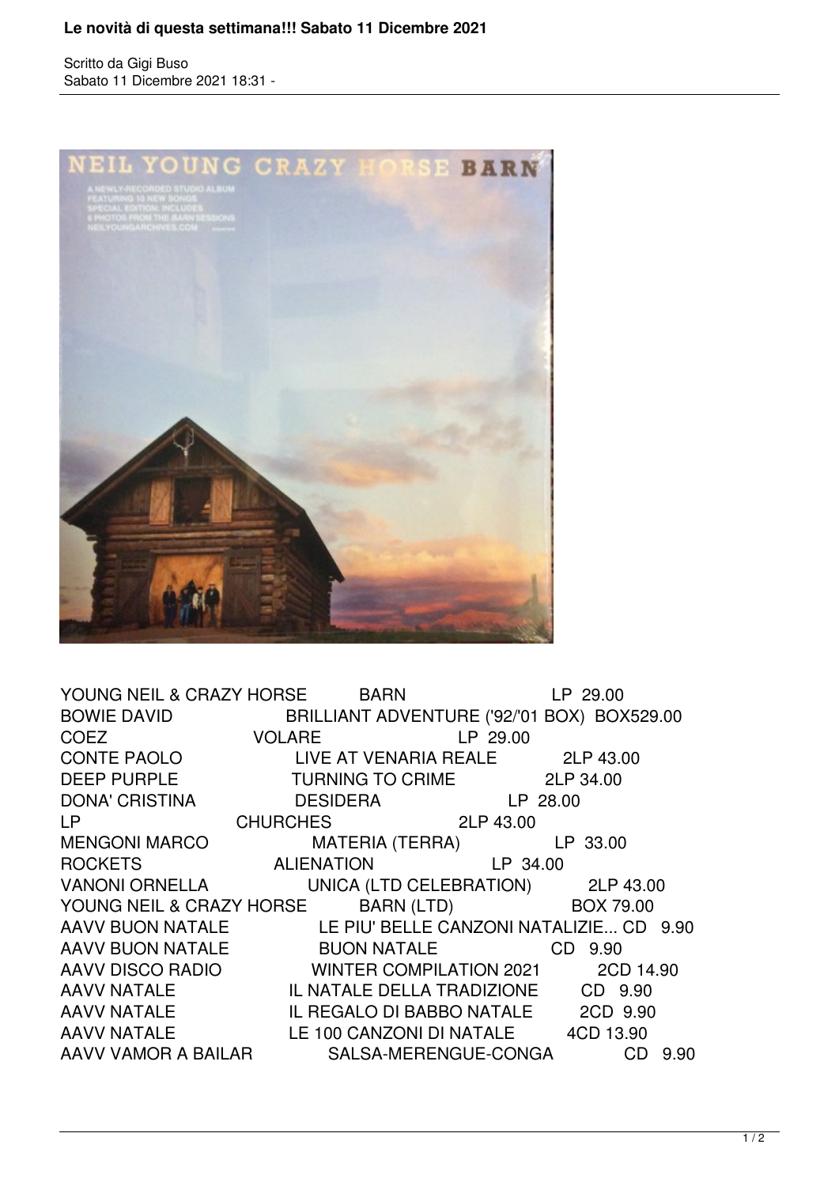# Le novità di questa settimana!!! Sabato 11 Dicembre 2021

Scritto da Gigi Buso
Sabato 11 Dicembre 2021 18:31 -

| Artista | Titolo | Formato | Prezzo |
|---|---|---|---|
| YOUNG NEIL & CRAZY HORSE | BARN | LP | 29.00 |
| BOWIE DAVID | BRILLIANT ADVENTURE ('92/'01 BOX) | BOX | 529.00 |
| COEZ | VOLARE | LP | 29.00 |
| CONTE PAOLO | LIVE AT VENARIA REALE | 2LP | 43.00 |
| DEEP PURPLE | TURNING TO CRIME | 2LP | 34.00 |
| DONA' CRISTINA | DESIDERA | LP | 28.00 |
| LP | CHURCHES | 2LP | 43.00 |
| MENGONI MARCO | MATERIA (TERRA) | LP | 33.00 |
| ROCKETS | ALIENATION | LP | 34.00 |
| VANONI ORNELLA | UNICA (LTD CELEBRATION) | 2LP | 43.00 |
| YOUNG NEIL & CRAZY HORSE | BARN (LTD) | BOX | 79.00 |
| AAVV BUON NATALE | LE PIU' BELLE CANZONI NATALIZIE... | CD | 9.90 |
| AAVV BUON NATALE | BUON NATALE | CD | 9.90 |
| AAVV DISCO RADIO | WINTER COMPILATION 2021 | 2CD | 14.90 |
| AAVV NATALE | IL NATALE DELLA TRADIZIONE | CD | 9.90 |
| AAVV NATALE | IL REGALO DI BABBO NATALE | 2CD | 9.90 |
| AAVV NATALE | LE 100 CANZONI DI NATALE | 4CD | 13.90 |
| AAVV VAMOR A BAILAR | SALSA-MERENGUE-CONGA | CD | 9.90 |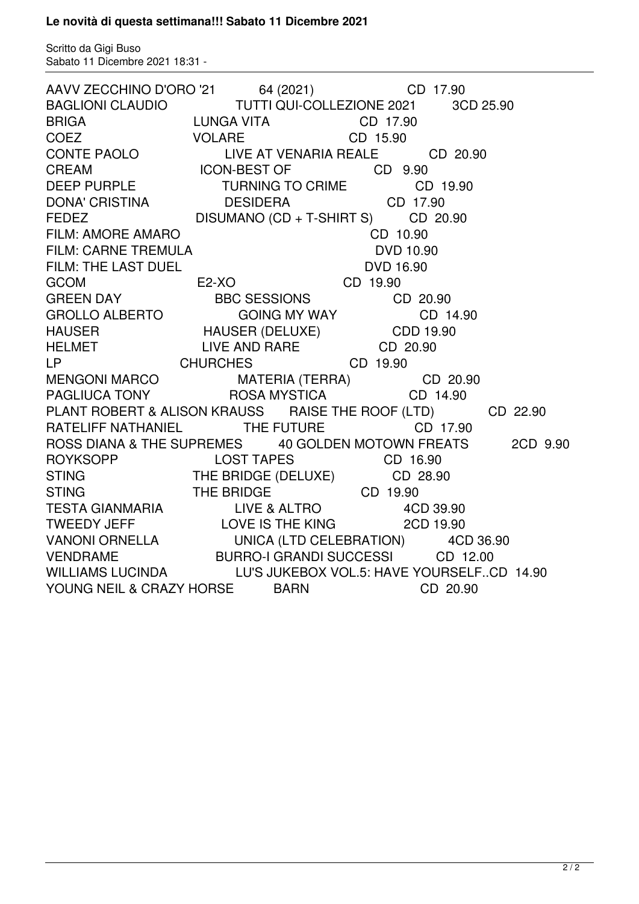| | | |
|---|---|---|
| AAVV ZECCHINO D'ORO '21 | 64 (2021) | CD 17.90 |
| BAGLIONI CLAUDIO | TUTTI QUI-COLLEZIONE 2021 | 3CD 25.90 |
| BRIGA | LUNGA VITA | CD 17.90 |
| COEZ | VOLARE | CD 15.90 |
| CONTE PAOLO | LIVE AT VENARIA REALE | CD 20.90 |
| CREAM | ICON-BEST OF | CD 9.90 |
| DEEP PURPLE | TURNING TO CRIME | CD 19.90 |
| DONA' CRISTINA | DESIDERA | CD 17.90 |
| FEDEZ | DISUMANO (CD + T-SHIRT S) | CD 20.90 |
| FILM: AMORE AMARO | | CD 10.90 |
| FILM: CARNE TREMULA | | DVD 10.90 |
| FILM: THE LAST DUEL | | DVD 16.90 |
| GCOM | E2-XO | CD 19.90 |
| GREEN DAY | BBC SESSIONS | CD 20.90 |
| GROLLO ALBERTO | GOING MY WAY | CD 14.90 |
| HAUSER | HAUSER (DELUXE) | CDD 19.90 |
| HELMET | LIVE AND RARE | CD 20.90 |
| LP | CHURCHES | CD 19.90 |
| MENGONI MARCO | MATERIA (TERRA) | CD 20.90 |
| PAGLIUCA TONY | ROSA MYSTICA | CD 14.90 |
| PLANT ROBERT & ALISON KRAUSS | RAISE THE ROOF (LTD) | CD 22.90 |
| RATELIFF NATHANIEL | THE FUTURE | CD 17.90 |
| ROSS DIANA & THE SUPREMES | 40 GOLDEN MOTOWN FREATS | 2CD 9.90 |
| ROYKSOPP | LOST TAPES | CD 16.90 |
| STING | THE BRIDGE (DELUXE) | CD 28.90 |
| STING | THE BRIDGE | CD 19.90 |
| TESTA GIANMARIA | LIVE & ALTRO | 4CD 39.90 |
| TWEEDY JEFF | LOVE IS THE KING | 2CD 19.90 |
| VANONI ORNELLA | UNICA (LTD CELEBRATION) | 4CD 36.90 |
| VENDRAME | BURRO-I GRANDI SUCCESSI | CD 12.00 |
| WILLIAMS LUCINDA | LU'S JUKEBOX VOL.5: HAVE YOURSELF.. | CD 14.90 |
| YOUNG NEIL & CRAZY HORSE | BARN | CD 20.90 |